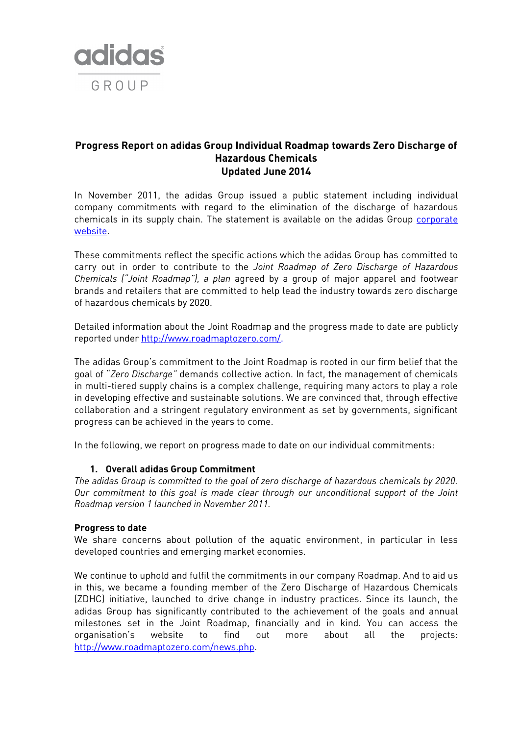adidas GROUP

# Progress Report on adidas Group Individual Roadmap towards Zero Discharge of Hazardous Chemicals

## Updated June 2014

In November 2011, the adidas Group issued a public statement including individual company commitments with regard to the elimination of the discharge of hazardous chemicals in its supply chain. The statement is available on the adidas Group [corporate website](corporate website).

These commitments reflect the specific actions which the adidas Group has committed to carry out in order to contribute to the *Joint Roadmap of Zero Discharge of Hazardous Chemicals ("Joint Roadmap"), a plan* agreed by a group of major apparel and footwear brands and retailers that are committed to help lead the industry towards zero discharge of hazardous chemicals by 2020.

Detailed information about the Joint Roadmap and the progress made to date are publicly reported under http://www.roadmaptozero.com/.

The adidas Group's commitment to the Joint Roadmap is rooted in our firm belief that the goal of *"Zero Discharge"* demands collective action. In fact, the management of chemicals in multi-tiered supply chains is a complex challenge, requiring many actors to play a role in developing effective and sustainable solutions. We are convinced that, through effective collaboration and a stringent regulatory environment as set by governments, significant progress can be achieved in the years to come.

In the following, we report on progress made to date on our individual commitments:

### 1. Overall adidas Group Commitment

*The adidas Group is committed to the goal of zero discharge of hazardous chemicals by 2020. Our commitment to this goal is made clear through our unconditional support of the Joint Roadmap version 1 launched in November 2011.*

**Progress to date**

We share concerns about pollution of the aquatic environment, in particular in less developed countries and emerging market economies.

We continue to uphold and fulfil the commitments in our company Roadmap. And to aid us in this, we became a founding member of the Zero Discharge of Hazardous Chemicals (ZDHC) initiative, launched to drive change in industry practices. Since its launch, the adidas Group has significantly contributed to the achievement of the goals and annual milestones set in the Joint Roadmap, financially and in kind. You can access the organisation's website to find out more about all the projects: http://www.roadmaptozero.com/news.php.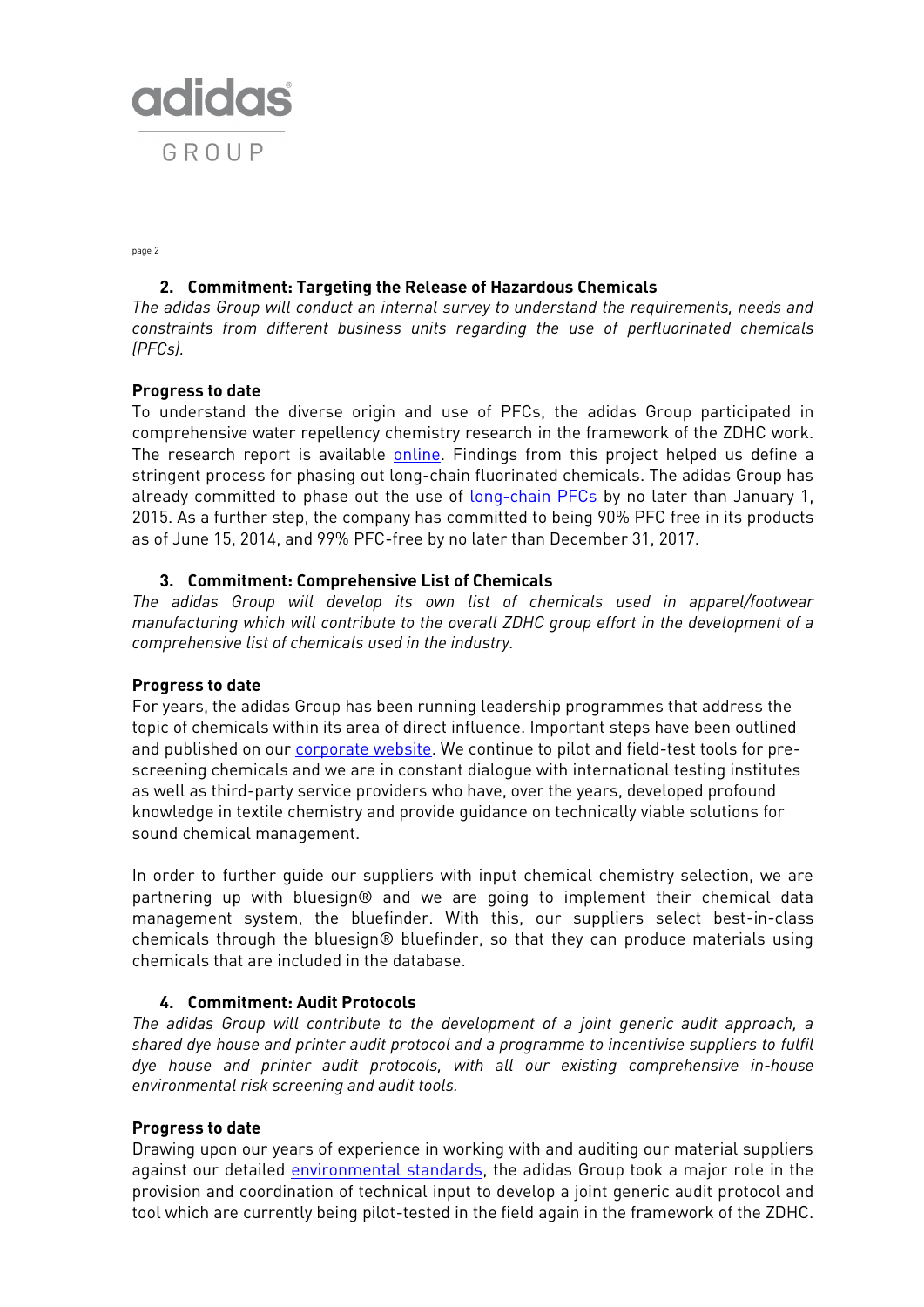## 2. Commitment: Targeting the Release of Hazardous Chemicals

*The adidas Group will conduct an internal survey to understand the requirements, needs and constraints from different business units regarding the use of perfluorinated chemicals (PFCs).*

**Progress to date**

To understand the diverse origin and use of PFCs, the adidas Group participated in comprehensive water repellency chemistry research in the framework of the ZDHC work. The research report is available online. Findings from this project helped us define a stringent process for phasing out long-chain fluorinated chemicals. The adidas Group has already committed to phase out the use of long-chain PFCs by no later than January 1, 2015. As a further step, the company has committed to being 90% PFC free in its products as of June 15, 2014, and 99% PFC-free by no later than December 31, 2017.

## 3. Commitment: Comprehensive List of Chemicals

*The adidas Group will develop its own list of chemicals used in apparel/footwear manufacturing which will contribute to the overall ZDHC group effort in the development of a comprehensive list of chemicals used in the industry.*

**Progress to date**

For years, the adidas Group has been running leadership programmes that address the topic of chemicals within its area of direct influence. Important steps have been outlined and published on our corporate website. We continue to pilot and field-test tools for pre-screening chemicals and we are in constant dialogue with international testing institutes as well as third-party service providers who have, over the years, developed profound knowledge in textile chemistry and provide guidance on technically viable solutions for sound chemical management.

In order to further guide our suppliers with input chemical chemistry selection, we are partnering up with bluesign® and we are going to implement their chemical data management system, the bluefinder. With this, our suppliers select best-in-class chemicals through the bluesign® bluefinder, so that they can produce materials using chemicals that are included in the database.

## 4. Commitment: Audit Protocols

*The adidas Group will contribute to the development of a joint generic audit approach, a shared dye house and printer audit protocol and a programme to incentivise suppliers to fulfil dye house and printer audit protocols, with all our existing comprehensive in-house environmental risk screening and audit tools.*

**Progress to date**

Drawing upon our years of experience in working with and auditing our material suppliers against our detailed environmental standards, the adidas Group took a major role in the provision and coordination of technical input to develop a joint generic audit protocol and tool which are currently being pilot-tested in the field again in the framework of the ZDHC.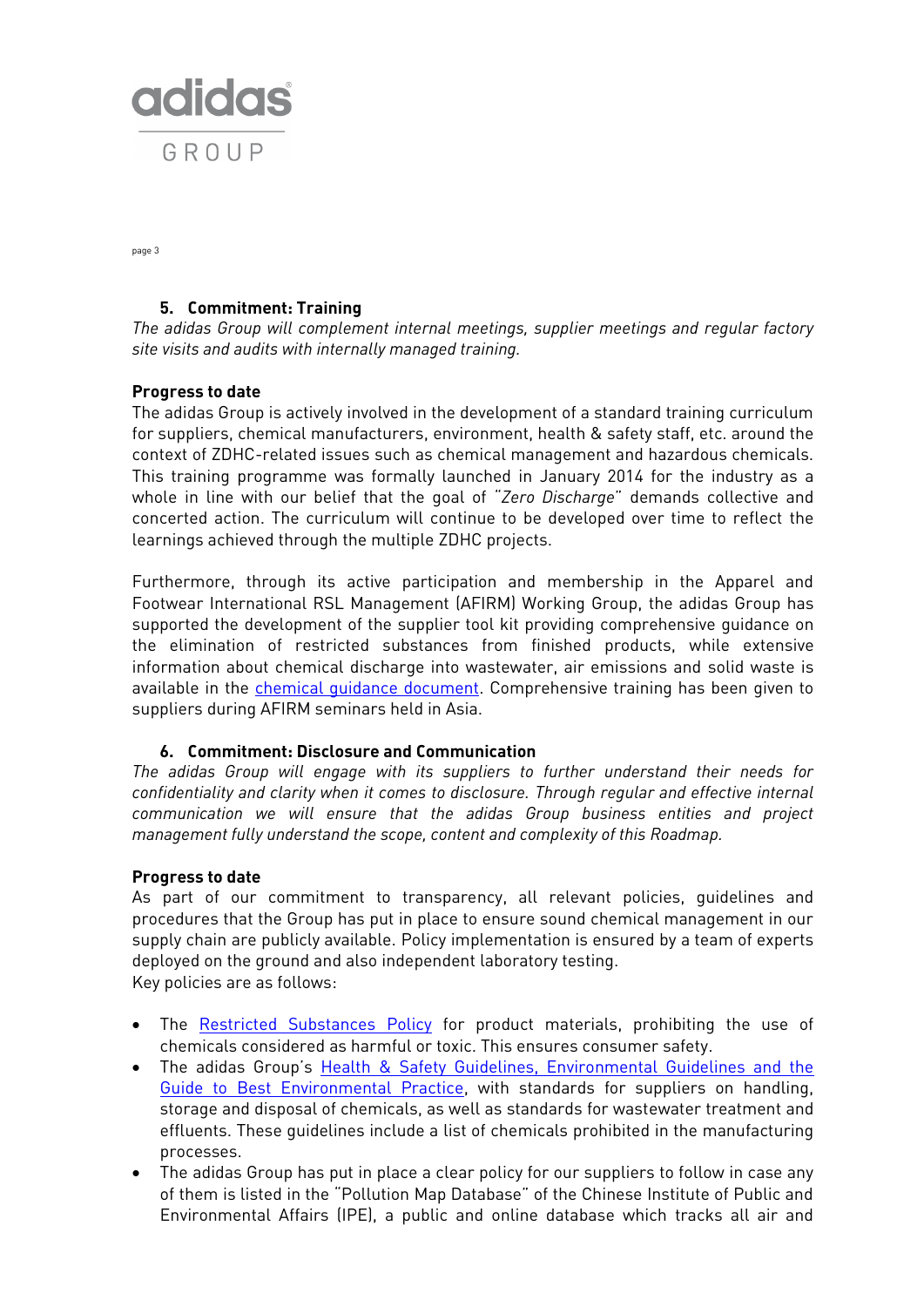### 5. Commitment: Training

*The adidas Group will complement internal meetings, supplier meetings and regular factory site visits and audits with internally managed training.*

**Progress to date**

The adidas Group is actively involved in the development of a standard training curriculum for suppliers, chemical manufacturers, environment, health & safety staff, etc. around the context of ZDHC-related issues such as chemical management and hazardous chemicals. This training programme was formally launched in January 2014 for the industry as a whole in line with our belief that the goal of "*Zero Discharge*" demands collective and concerted action. The curriculum will continue to be developed over time to reflect the learnings achieved through the multiple ZDHC projects.

Furthermore, through its active participation and membership in the Apparel and Footwear International RSL Management (AFIRM) Working Group, the adidas Group has supported the development of the supplier tool kit providing comprehensive guidance on the elimination of restricted substances from finished products, while extensive information about chemical discharge into wastewater, air emissions and solid waste is available in the chemical guidance document. Comprehensive training has been given to suppliers during AFIRM seminars held in Asia.

### 6. Commitment: Disclosure and Communication

*The adidas Group will engage with its suppliers to further understand their needs for confidentiality and clarity when it comes to disclosure. Through regular and effective internal communication we will ensure that the adidas Group business entities and project management fully understand the scope, content and complexity of this Roadmap.*

**Progress to date**

As part of our commitment to transparency, all relevant policies, guidelines and procedures that the Group has put in place to ensure sound chemical management in our supply chain are publicly available. Policy implementation is ensured by a team of experts deployed on the ground and also independent laboratory testing.
Key policies are as follows:

- The Restricted Substances Policy for product materials, prohibiting the use of chemicals considered as harmful or toxic. This ensures consumer safety.
- The adidas Group's Health & Safety Guidelines, Environmental Guidelines and the Guide to Best Environmental Practice, with standards for suppliers on handling, storage and disposal of chemicals, as well as standards for wastewater treatment and effluents. These guidelines include a list of chemicals prohibited in the manufacturing processes.
- The adidas Group has put in place a clear policy for our suppliers to follow in case any of them is listed in the "Pollution Map Database" of the Chinese Institute of Public and Environmental Affairs (IPE), a public and online database which tracks all air and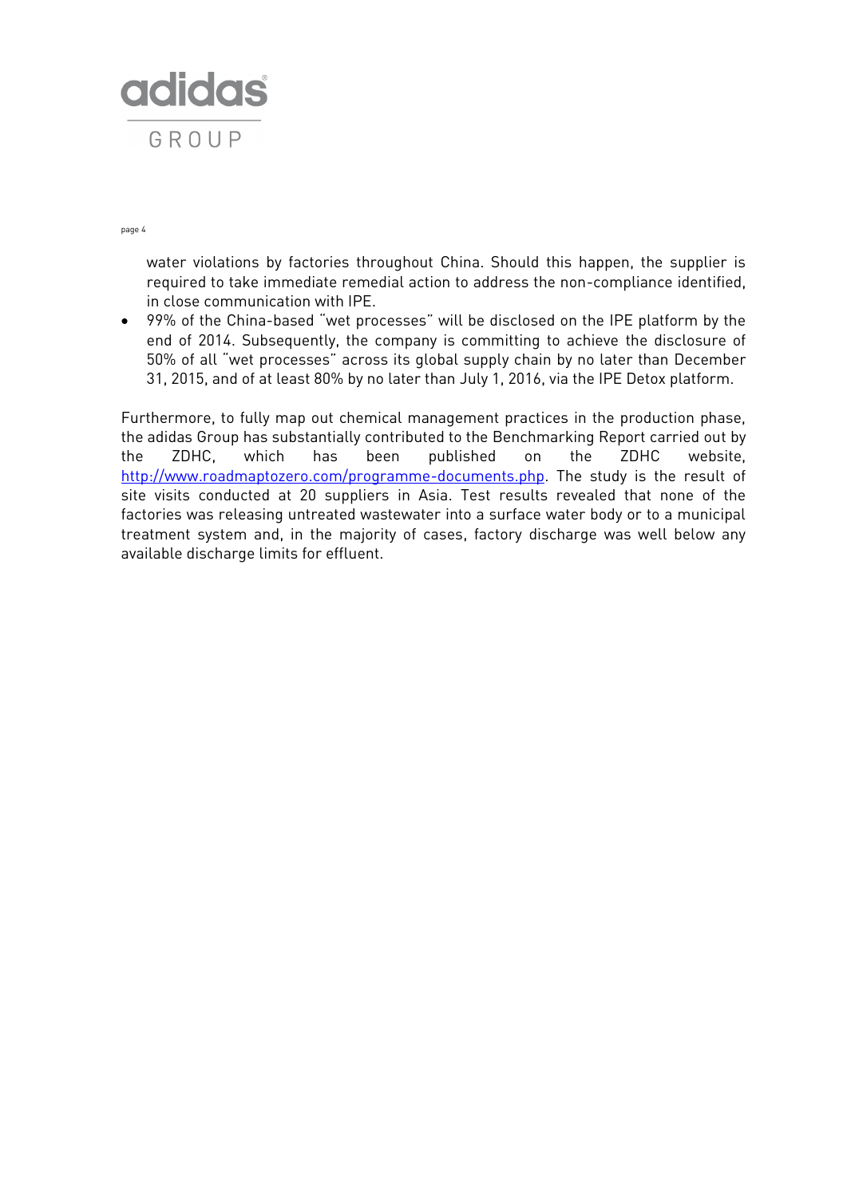water violations by factories throughout China. Should this happen, the supplier is required to take immediate remedial action to address the non-compliance identified, in close communication with IPE.

- 99% of the China-based "wet processes" will be disclosed on the IPE platform by the end of 2014. Subsequently, the company is committing to achieve the disclosure of 50% of all "wet processes" across its global supply chain by no later than December 31, 2015, and of at least 80% by no later than July 1, 2016, via the IPE Detox platform.

Furthermore, to fully map out chemical management practices in the production phase, the adidas Group has substantially contributed to the Benchmarking Report carried out by the ZDHC, which has been published on the ZDHC website, http://www.roadmaptozero.com/programme-documents.php. The study is the result of site visits conducted at 20 suppliers in Asia. Test results revealed that none of the factories was releasing untreated wastewater into a surface water body or to a municipal treatment system and, in the majority of cases, factory discharge was well below any available discharge limits for effluent.